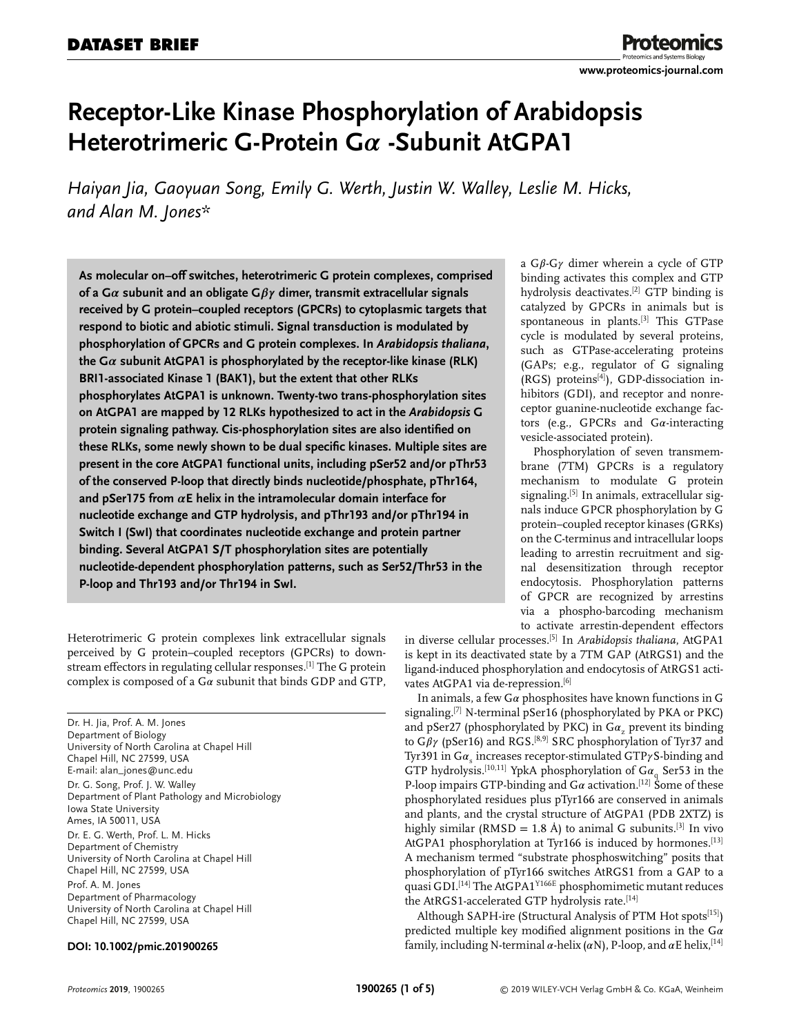**DATASET BRIEF**

# Receptor-Like Kinase Phosphorylation of Arabidopsis Heterotrimeric G-Protein G$\alpha$ -Subunit AtGPA1

*Haiyan Jia, Gaoyuan Song, Emily G. Werth, Justin W. Walley, Leslie M. Hicks, and Alan M. Jones\**

**As molecular on–off switches, heterotrimeric G protein complexes, comprised of a G$\alpha$ subunit and an obligate G$\beta\gamma$ dimer, transmit extracellular signals received by G protein–coupled receptors (GPCRs) to cytoplasmic targets that respond to biotic and abiotic stimuli. Signal transduction is modulated by phosphorylation of GPCRs and G protein complexes. In *Arabidopsis thaliana*, the G$\alpha$ subunit AtGPA1 is phosphorylated by the receptor-like kinase (RLK) BRI1-associated Kinase 1 (BAK1), but the extent that other RLKs phosphorylates AtGPA1 is unknown. Twenty-two trans-phosphorylation sites on AtGPA1 are mapped by 12 RLKs hypothesized to act in the *Arabidopsis* G protein signaling pathway. Cis-phosphorylation sites are also identified on these RLKs, some newly shown to be dual specific kinases. Multiple sites are present in the core AtGPA1 functional units, including pSer52 and/or pThr53 of the conserved P-loop that directly binds nucleotide/phosphate, pThr164, and pSer175 from $\alpha$E helix in the intramolecular domain interface for nucleotide exchange and GTP hydrolysis, and pThr193 and/or pThr194 in Switch I (SwI) that coordinates nucleotide exchange and protein partner binding. Several AtGPA1 S/T phosphorylation sites are potentially nucleotide-dependent phosphorylation patterns, such as Ser52/Thr53 in the P-loop and Thr193 and/or Thr194 in SwI.**

Heterotrimeric G protein complexes link extracellular signals perceived by G protein–coupled receptors (GPCRs) to downstream effectors in regulating cellular responses.[1] The G protein complex is composed of a G$\alpha$ subunit that binds GDP and GTP, a G$\beta$-G$\gamma$ dimer wherein a cycle of GTP binding activates this complex and GTP hydrolysis deactivates.[2] GTP binding is catalyzed by GPCRs in animals but is spontaneous in plants.[3] This GTPase cycle is modulated by several proteins, such as GTPase-accelerating proteins (GAPs; e.g., regulator of G signaling (RGS) proteins[4]), GDP-dissociation inhibitors (GDI), and receptor and nonreceptor guanine-nucleotide exchange factors (e.g., GPCRs and G$\alpha$-interacting vesicle-associated protein).

Phosphorylation of seven transmembrane (7TM) GPCRs is a regulatory mechanism to modulate G protein signaling.[5] In animals, extracellular signals induce GPCR phosphorylation by G protein–coupled receptor kinases (GRKs) on the C-terminus and intracellular loops leading to arrestin recruitment and signal desensitization through receptor endocytosis. Phosphorylation patterns of GPCR are recognized by arrestins via a phospho-barcoding mechanism to activate arrestin-dependent effectors in diverse cellular processes.[5] In *Arabidopsis thaliana*, AtGPA1 is kept in its deactivated state by a 7TM GAP (AtRGS1) and the ligand-induced phosphorylation and endocytosis of AtRGS1 activates AtGPA1 via de-repression.[6]

In animals, a few G$\alpha$ phosphosites have known functions in G signaling.[7] N-terminal pSer16 (phosphorylated by PKA or PKC) and pSer27 (phosphorylated by PKC) in G$\alpha_z$ prevent its binding to G$\beta\gamma$ (pSer16) and RGS.[8,9] SRC phosphorylation of Tyr37 and Tyr391 in G$\alpha_s$ increases receptor-stimulated GTP$\gamma$S-binding and GTP hydrolysis.[10,11] YpkA phosphorylation of G$\alpha_q$ Ser53 in the P-loop impairs GTP-binding and G$\alpha$ activation.[12] Some of these phosphorylated residues plus pTyr166 are conserved in animals and plants, and the crystal structure of AtGPA1 (PDB 2XTZ) is highly similar (RMSD = 1.8 Å) to animal G subunits.[3] In vivo AtGPA1 phosphorylation at Tyr166 is induced by hormones.[13] A mechanism termed "substrate phosphoswitching" posits that phosphorylation of pTyr166 switches AtRGS1 from a GAP to a quasi GDI.[14] The AtGPA1$^{Y166E}$ phosphomimetic mutant reduces the AtRGS1-accelerated GTP hydrolysis rate.[14]

Although SAPH-ire (Structural Analysis of PTM Hot spots[15]) predicted multiple key modified alignment positions in the G$\alpha$ family, including N-terminal $\alpha$-helix ($\alpha$N), P-loop, and $\alpha$E helix,[14]

---

Dr. H. Jia, Prof. A. M. Jones
Department of Biology
University of North Carolina at Chapel Hill
Chapel Hill, NC 27599, USA
E-mail: alan_jones@unc.edu

Dr. G. Song, Prof. J. W. Walley
Department of Plant Pathology and Microbiology
Iowa State University
Ames, IA 50011, USA

Dr. E. G. Werth, Prof. L. M. Hicks
Department of Chemistry
University of North Carolina at Chapel Hill
Chapel Hill, NC 27599, USA

Prof. A. M. Jones
Department of Pharmacology
University of North Carolina at Chapel Hill
Chapel Hill, NC 27599, USA

**DOI: 10.1002/pmic.201900265**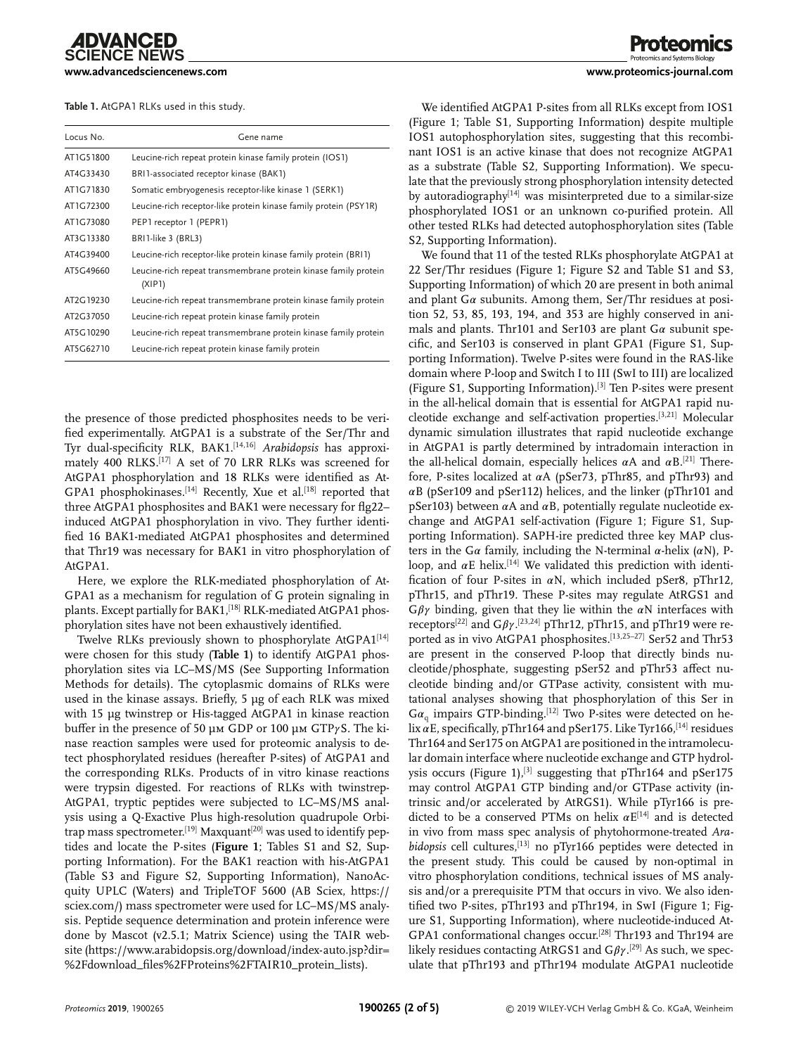**Table 1.** AtGPA1 RLKs used in this study.

| Locus No. | Gene name |
|---|---|
| AT1G51800 | Leucine-rich repeat protein kinase family protein (IOS1) |
| AT4G33430 | BRI1-associated receptor kinase (BAK1) |
| AT1G71830 | Somatic embryogenesis receptor-like kinase 1 (SERK1) |
| AT1G72300 | Leucine-rich receptor-like protein kinase family protein (PSY1R) |
| AT1G73080 | PEP1 receptor 1 (PEPR1) |
| AT3G13380 | BRI1-like 3 (BRL3) |
| AT4G39400 | Leucine-rich receptor-like protein kinase family protein (BRI1) |
| AT5G49660 | Leucine-rich repeat transmembrane protein kinase family protein (XIP1) |
| AT2G19230 | Leucine-rich repeat transmembrane protein kinase family protein |
| AT2G37050 | Leucine-rich repeat protein kinase family protein |
| AT5G10290 | Leucine-rich repeat transmembrane protein kinase family protein |
| AT5G62710 | Leucine-rich repeat protein kinase family protein |

the presence of those predicted phosphosites needs to be verified experimentally. AtGPA1 is a substrate of the Ser/Thr and Tyr dual-specificity RLK, BAK1.[14,16] *Arabidopsis* has approximately 400 RLKS.[17] A set of 70 LRR RLKs was screened for AtGPA1 phosphorylation and 18 RLKs were identified as AtGPA1 phosphokinases.[14] Recently, Xue et al.[18] reported that three AtGPA1 phosphosites and BAK1 were necessary for flg22–induced AtGPA1 phosphorylation in vivo. They further identified 16 BAK1-mediated AtGPA1 phosphosites and determined that Thr19 was necessary for BAK1 in vitro phosphorylation of AtGPA1.

Here, we explore the RLK-mediated phosphorylation of AtGPA1 as a mechanism for regulation of G protein signaling in plants. Except partially for BAK1,[18] RLK-mediated AtGPA1 phosphorylation sites have not been exhaustively identified.

Twelve RLKs previously shown to phosphorylate AtGPA1[14] were chosen for this study (**Table 1**) to identify AtGPA1 phosphorylation sites via LC–MS/MS (See Supporting Information Methods for details). The cytoplasmic domains of RLKs were used in the kinase assays. Briefly, 5 µg of each RLK was mixed with 15 µg twinstrep or His-tagged AtGPA1 in kinase reaction buffer in the presence of 50 µM GDP or 100 µM GTP$\gamma$S. The kinase reaction samples were used for proteomic analysis to detect phosphorylated residues (hereafter P-sites) of AtGPA1 and the corresponding RLKs. Products of in vitro kinase reactions were trypsin digested. For reactions of RLKs with twinstrep-AtGPA1, tryptic peptides were subjected to LC–MS/MS analysis using a Q-Exactive Plus high-resolution quadrupole Orbitrap mass spectrometer.[19] Maxquant[20] was used to identify peptides and locate the P-sites (**Figure 1**; Tables S1 and S2, Supporting Information). For the BAK1 reaction with his-AtGPA1 (Table S3 and Figure S2, Supporting Information), NanoAcquity UPLC (Waters) and TripleTOF 5600 (AB Sciex, https://sciex.com/) mass spectrometer were used for LC–MS/MS analysis. Peptide sequence determination and protein inference were done by Mascot (v2.5.1; Matrix Science) using the TAIR website (https://www.arabidopsis.org/download/index-auto.jsp?dir=%2Fdownload_files%2FProteins%2FTAIR10_protein_lists).

We identified AtGPA1 P-sites from all RLKs except from IOS1 (Figure 1; Table S1, Supporting Information) despite multiple IOS1 autophosphorylation sites, suggesting that this recombinant IOS1 is an active kinase that does not recognize AtGPA1 as a substrate (Table S2, Supporting Information). We speculate that the previously strong phosphorylation intensity detected by autoradiography[14] was misinterpreted due to a similar-size phosphorylated IOS1 or an unknown co-purified protein. All other tested RLKs had detected autophosphorylation sites (Table S2, Supporting Information).

We found that 11 of the tested RLKs phosphorylate AtGPA1 at 22 Ser/Thr residues (Figure 1; Figure S2 and Table S1 and S3, Supporting Information) of which 20 are present in both animal and plant G$\alpha$ subunits. Among them, Ser/Thr residues at position 52, 53, 85, 193, 194, and 353 are highly conserved in animals and plants. Thr101 and Ser103 are plant G$\alpha$ subunit specific, and Ser103 is conserved in plant GPA1 (Figure S1, Supporting Information). Twelve P-sites were found in the RAS-like domain where P-loop and Switch I to III (SwI to III) are localized (Figure S1, Supporting Information).[3] Ten P-sites were present in the all-helical domain that is essential for AtGPA1 rapid nucleotide exchange and self-activation properties.[3,21] Molecular dynamic simulation illustrates that rapid nucleotide exchange in AtGPA1 is partly determined by intradomain interaction in the all-helical domain, especially helices $\alpha$A and $\alpha$B.[21] Therefore, P-sites localized at $\alpha$A (pSer73, pThr85, and pThr93) and $\alpha$B (pSer109 and pSer112) helices, and the linker (pThr101 and pSer103) between $\alpha$A and $\alpha$B, potentially regulate nucleotide exchange and AtGPA1 self-activation (Figure 1; Figure S1, Supporting Information). SAPH-ire predicted three key MAP clusters in the G$\alpha$ family, including the N-terminal $\alpha$-helix ($\alpha$N), P-loop, and $\alpha$E helix.[14] We validated this prediction with identification of four P-sites in $\alpha$N, which included pSer8, pThr12, pThr15, and pThr19. These P-sites may regulate AtRGS1 and G$\beta\gamma$ binding, given that they lie within the $\alpha$N interfaces with receptors[22] and G$\beta\gamma$.[23,24] pThr12, pThr15, and pThr19 were reported as in vivo AtGPA1 phosphosites.[13,25–27] Ser52 and Thr53 are present in the conserved P-loop that directly binds nucleotide/phosphate, suggesting pSer52 and pThr53 affect nucleotide binding and/or GTPase activity, consistent with mutational analyses showing that phosphorylation of this Ser in G$\alpha_q$ impairs GTP-binding.[12] Two P-sites were detected on helix $\alpha$E, specifically, pThr164 and pSer175. Like Tyr166,[14] residues Thr164 and Ser175 on AtGPA1 are positioned in the intramolecular domain interface where nucleotide exchange and GTP hydrolysis occurs (Figure 1),[3] suggesting that pThr164 and pSer175 may control AtGPA1 GTP binding and/or GTPase activity (intrinsic and/or accelerated by AtRGS1). While pTyr166 is predicted to be a conserved PTMs on helix $\alpha$E[14] and is detected in vivo from mass spec analysis of phytohormone-treated *Arabidopsis* cell cultures,[13] no pTyr166 peptides were detected in the present study. This could be caused by non-optimal in vitro phosphorylation conditions, technical issues of MS analysis and/or a prerequisite PTM that occurs in vivo. We also identified two P-sites, pThr193 and pThr194, in SwI (Figure 1; Figure S1, Supporting Information), where nucleotide-induced AtGPA1 conformational changes occur.[28] Thr193 and Thr194 are likely residues contacting AtRGS1 and G$\beta\gamma$.[29] As such, we speculate that pThr193 and pThr194 modulate AtGPA1 nucleotide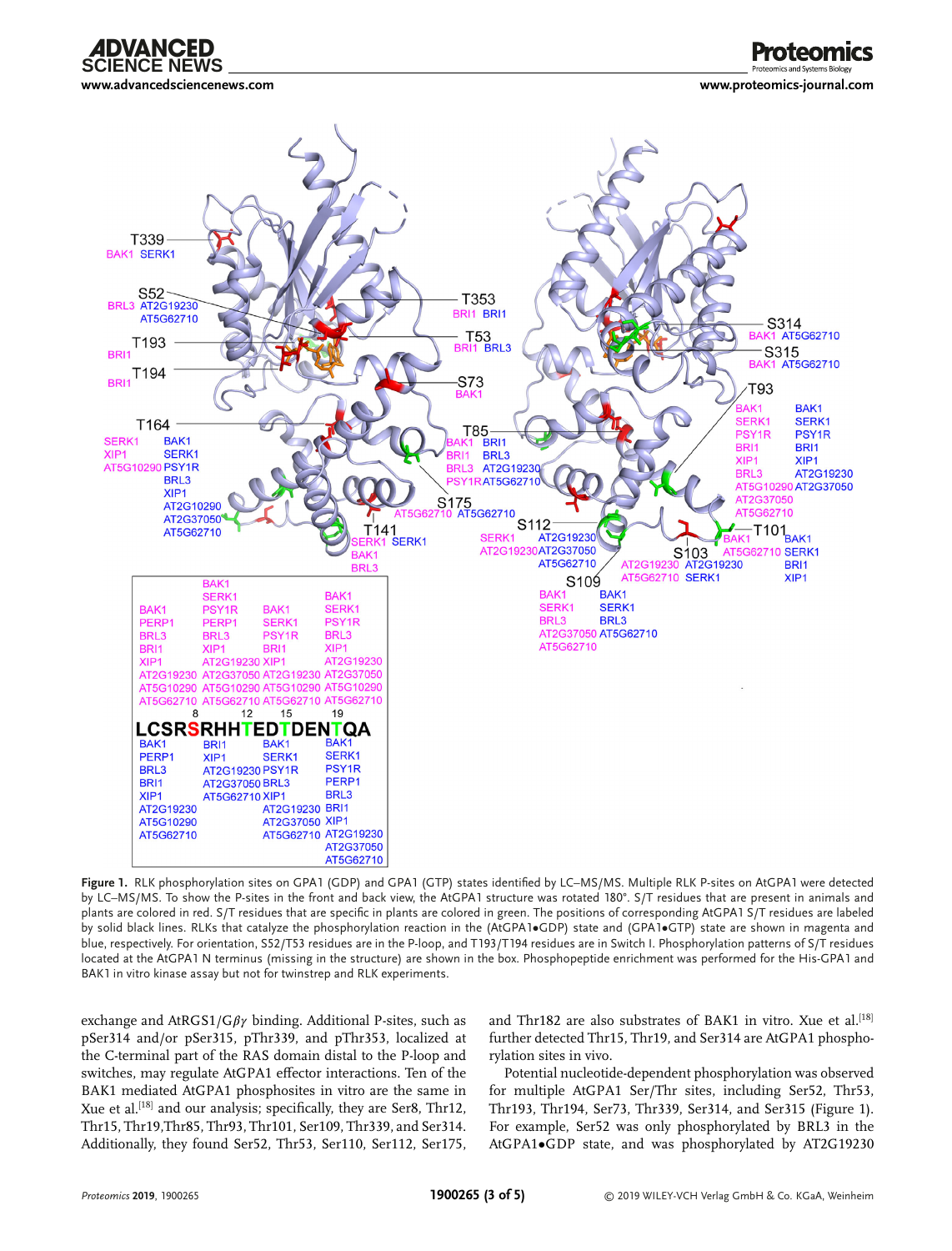Figure 1. RLK phosphorylation sites on GPA1 (GDP) and GPA1 (GTP) states identified by LC–MS/MS. Multiple RLK P-sites on AtGPA1 were detected by LC–MS/MS. To show the P-sites in the front and back view, the AtGPA1 structure was rotated 180°. S/T residues that are present in animals and plants are colored in red. S/T residues that are specific in plants are colored in green. The positions of corresponding AtGPA1 S/T residues are labeled by solid black lines. RLKs that catalyze the phosphorylation reaction in the (AtGPA1•GDP) state and (GPA1•GTP) state are shown in magenta and blue, respectively. For orientation, S52/T53 residues are in the P-loop, and T193/T194 residues are in Switch I. Phosphorylation patterns of S/T residues located at the AtGPA1 N terminus (missing in the structure) are shown in the box. Phosphopeptide enrichment was performed for the His-GPA1 and BAK1 in vitro kinase assay but not for twinstrep and RLK experiments.

exchange and AtRGS1/G$\beta\gamma$ binding. Additional P-sites, such as pSer314 and/or pSer315, pThr339, and pThr353, localized at the C-terminal part of the RAS domain distal to the P-loop and switches, may regulate AtGPA1 effector interactions. Ten of the BAK1 mediated AtGPA1 phosphosites in vitro are the same in Xue et al.[18] and our analysis; specifically, they are Ser8, Thr12, Thr15, Thr19,Thr85, Thr93, Thr101, Ser109, Thr339, and Ser314. Additionally, they found Ser52, Thr53, Ser110, Ser112, Ser175, and Thr182 are also substrates of BAK1 in vitro. Xue et al.[18] further detected Thr15, Thr19, and Ser314 are AtGPA1 phosphorylation sites in vivo.

Potential nucleotide-dependent phosphorylation was observed for multiple AtGPA1 Ser/Thr sites, including Ser52, Thr53, Thr193, Thr194, Ser73, Thr339, Ser314, and Ser315 (Figure 1). For example, Ser52 was only phosphorylated by BRL3 in the AtGPA1•GDP state, and was phosphorylated by AT2G19230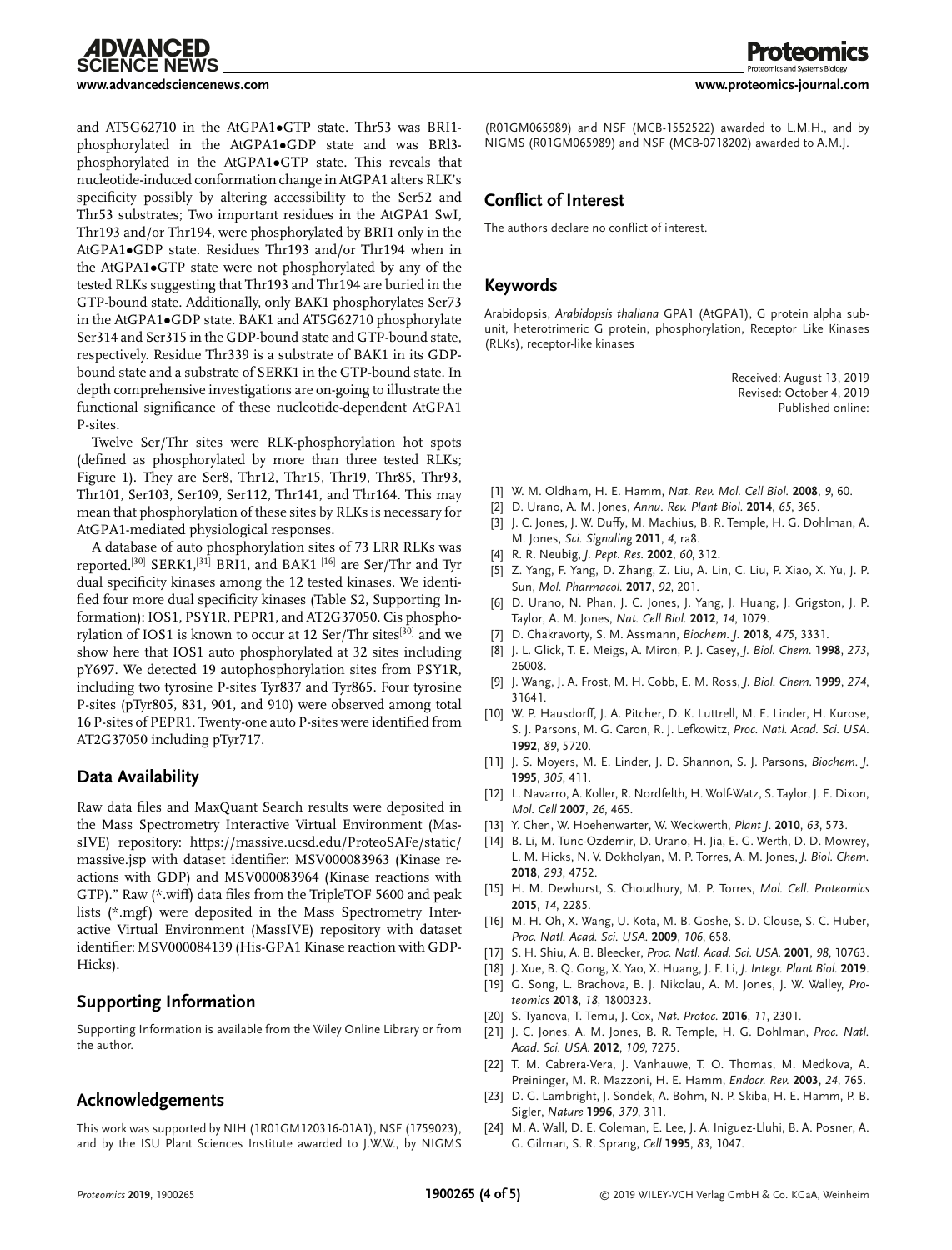and AT5G62710 in the AtGPA1•GTP state. Thr53 was BRI1-phosphorylated in the AtGPA1•GDP state and was BRl3-phosphorylated in the AtGPA1•GTP state. This reveals that nucleotide-induced conformation change in AtGPA1 alters RLK's specificity possibly by altering accessibility to the Ser52 and Thr53 substrates; Two important residues in the AtGPA1 SwI, Thr193 and/or Thr194, were phosphorylated by BRI1 only in the AtGPA1•GDP state. Residues Thr193 and/or Thr194 when in the AtGPA1•GTP state were not phosphorylated by any of the tested RLKs suggesting that Thr193 and Thr194 are buried in the GTP-bound state. Additionally, only BAK1 phosphorylates Ser73 in the AtGPA1•GDP state. BAK1 and AT5G62710 phosphorylate Ser314 and Ser315 in the GDP-bound state and GTP-bound state, respectively. Residue Thr339 is a substrate of BAK1 in its GDP-bound state and a substrate of SERK1 in the GTP-bound state. In depth comprehensive investigations are on-going to illustrate the functional significance of these nucleotide-dependent AtGPA1 P-sites.

Twelve Ser/Thr sites were RLK-phosphorylation hot spots (defined as phosphorylated by more than three tested RLKs; Figure 1). They are Ser8, Thr12, Thr15, Thr19, Thr85, Thr93, Thr101, Ser103, Ser109, Ser112, Thr141, and Thr164. This may mean that phosphorylation of these sites by RLKs is necessary for AtGPA1-mediated physiological responses.

A database of auto phosphorylation sites of 73 LRR RLKs was reported.[30] SERK1,[31] BRI1, and BAK1 [16] are Ser/Thr and Tyr dual specificity kinases among the 12 tested kinases. We identified four more dual specificity kinases (Table S2, Supporting Information): IOS1, PSY1R, PEPR1, and AT2G37050. Cis phosphorylation of IOS1 is known to occur at 12 Ser/Thr sites[30] and we show here that IOS1 auto phosphorylated at 32 sites including pY697. We detected 19 autophosphorylation sites from PSY1R, including two tyrosine P-sites Tyr837 and Tyr865. Four tyrosine P-sites (pTyr805, 831, 901, and 910) were observed among total 16 P-sites of PEPR1. Twenty-one auto P-sites were identified from AT2G37050 including pTyr717.

## Data Availability

Raw data files and MaxQuant Search results were deposited in the Mass Spectrometry Interactive Virtual Environment (MassIVE) repository: https://massive.ucsd.edu/ProteoSAFe/static/massive.jsp with dataset identifier: MSV000083963 (Kinase reactions with GDP) and MSV000083964 (Kinase reactions with GTP)." Raw (*.wiff) data files from the TripleTOF 5600 and peak lists (*.mgf) were deposited in the Mass Spectrometry Interactive Virtual Environment (MassIVE) repository with dataset identifier: MSV000084139 (His-GPA1 Kinase reaction with GDP-Hicks).

## Supporting Information

Supporting Information is available from the Wiley Online Library or from the author.

## Acknowledgements

This work was supported by NIH (1R01GM120316-01A1), NSF (1759023), and by the ISU Plant Sciences Institute awarded to J.W.W., by NIGMS (R01GM065989) and NSF (MCB-1552522) awarded to L.M.H., and by NIGMS (R01GM065989) and NSF (MCB-0718202) awarded to A.M.J.

## Conflict of Interest

The authors declare no conflict of interest.

## Keywords

Arabidopsis, *Arabidopsis thaliana* GPA1 (AtGPA1), G protein alpha subunit, heterotrimeric G protein, phosphorylation, Receptor Like Kinases (RLKs), receptor-like kinases

Received: August 13, 2019
Revised: October 4, 2019
Published online:

[1] W. M. Oldham, H. E. Hamm, *Nat. Rev. Mol. Cell Biol.* **2008**, *9*, 60.
[2] D. Urano, A. M. Jones, *Annu. Rev. Plant Biol.* **2014**, *65*, 365.
[3] J. C. Jones, J. W. Duffy, M. Machius, B. R. Temple, H. G. Dohlman, A. M. Jones, *Sci. Signaling* **2011**, *4*, ra8.
[4] R. R. Neubig, *J. Pept. Res.* **2002**, *60*, 312.
[5] Z. Yang, F. Yang, D. Zhang, Z. Liu, A. Lin, C. Liu, P. Xiao, X. Yu, J. P. Sun, *Mol. Pharmacol.* **2017**, *92*, 201.
[6] D. Urano, N. Phan, J. C. Jones, J. Yang, J. Huang, J. Grigston, J. P. Taylor, A. M. Jones, *Nat. Cell Biol.* **2012**, *14*, 1079.
[7] D. Chakravorty, S. M. Assmann, *Biochem. J.* **2018**, *475*, 3331.
[8] J. L. Glick, T. E. Meigs, A. Miron, P. J. Casey, *J. Biol. Chem.* **1998**, *273*, 26008.
[9] J. Wang, J. A. Frost, M. H. Cobb, E. M. Ross, *J. Biol. Chem.* **1999**, *274*, 31641.
[10] W. P. Hausdorff, J. A. Pitcher, D. K. Luttrell, M. E. Linder, H. Kurose, S. J. Parsons, M. G. Caron, R. J. Lefkowitz, *Proc. Natl. Acad. Sci. USA.* **1992**, *89*, 5720.
[11] J. S. Moyers, M. E. Linder, J. D. Shannon, S. J. Parsons, *Biochem. J.* **1995**, *305*, 411.
[12] L. Navarro, A. Koller, R. Nordfelth, H. Wolf-Watz, S. Taylor, J. E. Dixon, *Mol. Cell* **2007**, *26*, 465.
[13] Y. Chen, W. Hoehenwarter, W. Weckwerth, *Plant J.* **2010**, *63*, 573.
[14] B. Li, M. Tunc-Ozdemir, D. Urano, H. Jia, E. G. Werth, D. D. Mowrey, L. M. Hicks, N. V. Dokholyan, M. P. Torres, A. M. Jones, *J. Biol. Chem.* **2018**, *293*, 4752.
[15] H. M. Dewhurst, S. Choudhury, M. P. Torres, *Mol. Cell. Proteomics* **2015**, *14*, 2285.
[16] M. H. Oh, X. Wang, U. Kota, M. B. Goshe, S. D. Clouse, S. C. Huber, *Proc. Natl. Acad. Sci. USA.* **2009**, *106*, 658.
[17] S. H. Shiu, A. B. Bleecker, *Proc. Natl. Acad. Sci. USA.* **2001**, *98*, 10763.
[18] J. Xue, B. Q. Gong, X. Yao, X. Huang, J. F. Li, *J. Integr. Plant Biol.* **2019**.
[19] G. Song, L. Brachova, B. J. Nikolau, A. M. Jones, J. W. Walley, *Proteomics* **2018**, *18*, 1800323.
[20] S. Tyanova, T. Temu, J. Cox, *Nat. Protoc.* **2016**, *11*, 2301.
[21] J. C. Jones, A. M. Jones, B. R. Temple, H. G. Dohlman, *Proc. Natl. Acad. Sci. USA.* **2012**, *109*, 7275.
[22] T. M. Cabrera-Vera, J. Vanhauwe, T. O. Thomas, M. Medkova, A. Preininger, M. R. Mazzoni, H. E. Hamm, *Endocr. Rev.* **2003**, *24*, 765.
[23] D. G. Lambright, J. Sondek, A. Bohm, N. P. Skiba, H. E. Hamm, P. B. Sigler, *Nature* **1996**, *379*, 311.
[24] M. A. Wall, D. E. Coleman, E. Lee, J. A. Iniguez-Lluhi, B. A. Posner, A. G. Gilman, S. R. Sprang, *Cell* **1995**, *83*, 1047.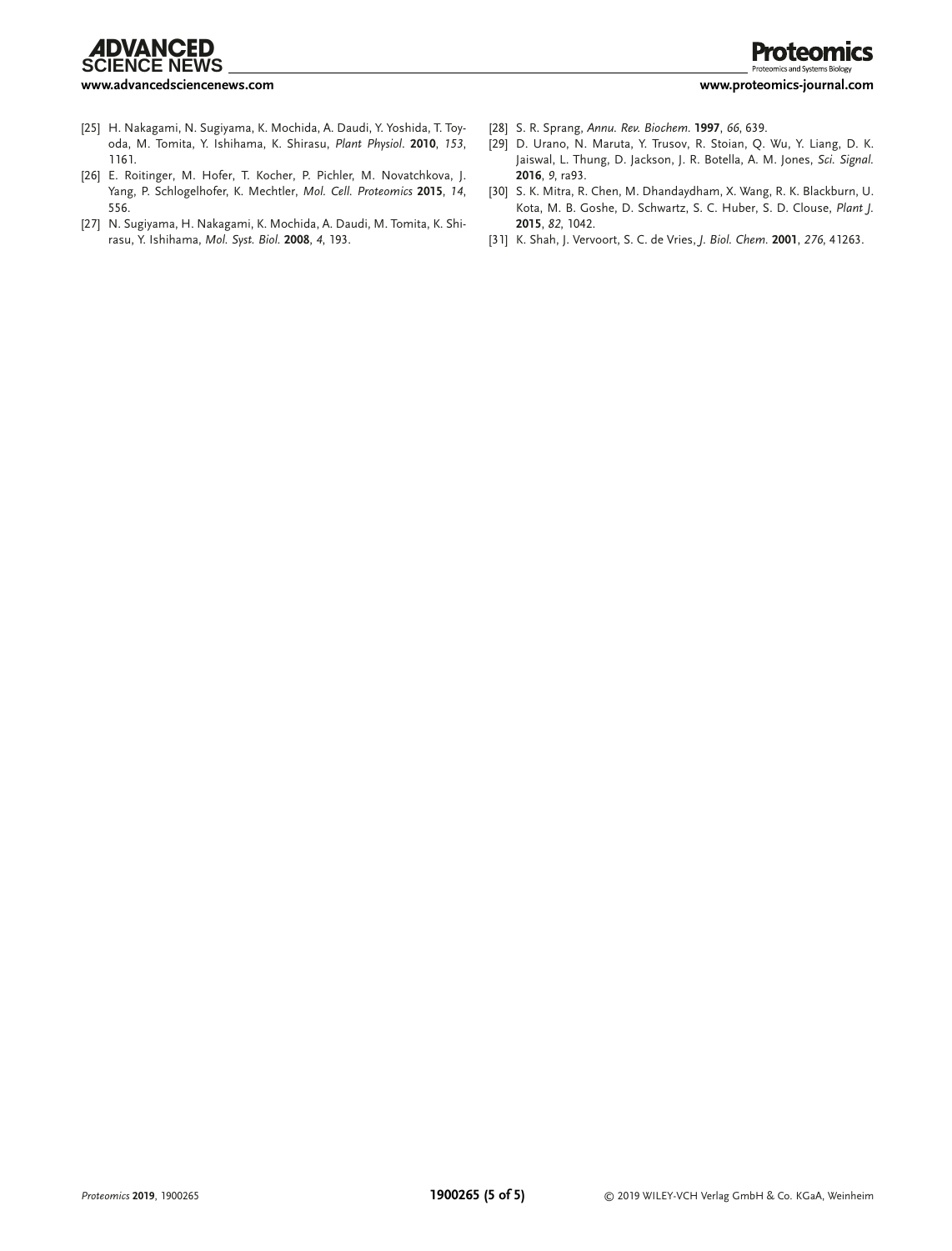[25] H. Nakagami, N. Sugiyama, K. Mochida, A. Daudi, Y. Yoshida, T. Toyoda, M. Tomita, Y. Ishihama, K. Shirasu, *Plant Physiol.* **2010**, *153*, 1161.

[26] E. Roitinger, M. Hofer, T. Kocher, P. Pichler, M. Novatchkova, J. Yang, P. Schlogelhofer, K. Mechtler, *Mol. Cell. Proteomics* **2015**, *14*, 556.

[27] N. Sugiyama, H. Nakagami, K. Mochida, A. Daudi, M. Tomita, K. Shirasu, Y. Ishihama, *Mol. Syst. Biol.* **2008**, *4*, 193.

[28] S. R. Sprang, *Annu. Rev. Biochem.* **1997**, *66*, 639.

[29] D. Urano, N. Maruta, Y. Trusov, R. Stoian, Q. Wu, Y. Liang, D. K. Jaiswal, L. Thung, D. Jackson, J. R. Botella, A. M. Jones, *Sci. Signal.* **2016**, *9*, ra93.

[30] S. K. Mitra, R. Chen, M. Dhandaydham, X. Wang, R. K. Blackburn, U. Kota, M. B. Goshe, D. Schwartz, S. C. Huber, S. D. Clouse, *Plant J.* **2015**, *82*, 1042.

[31] K. Shah, J. Vervoort, S. C. de Vries, *J. Biol. Chem.* **2001**, *276*, 41263.